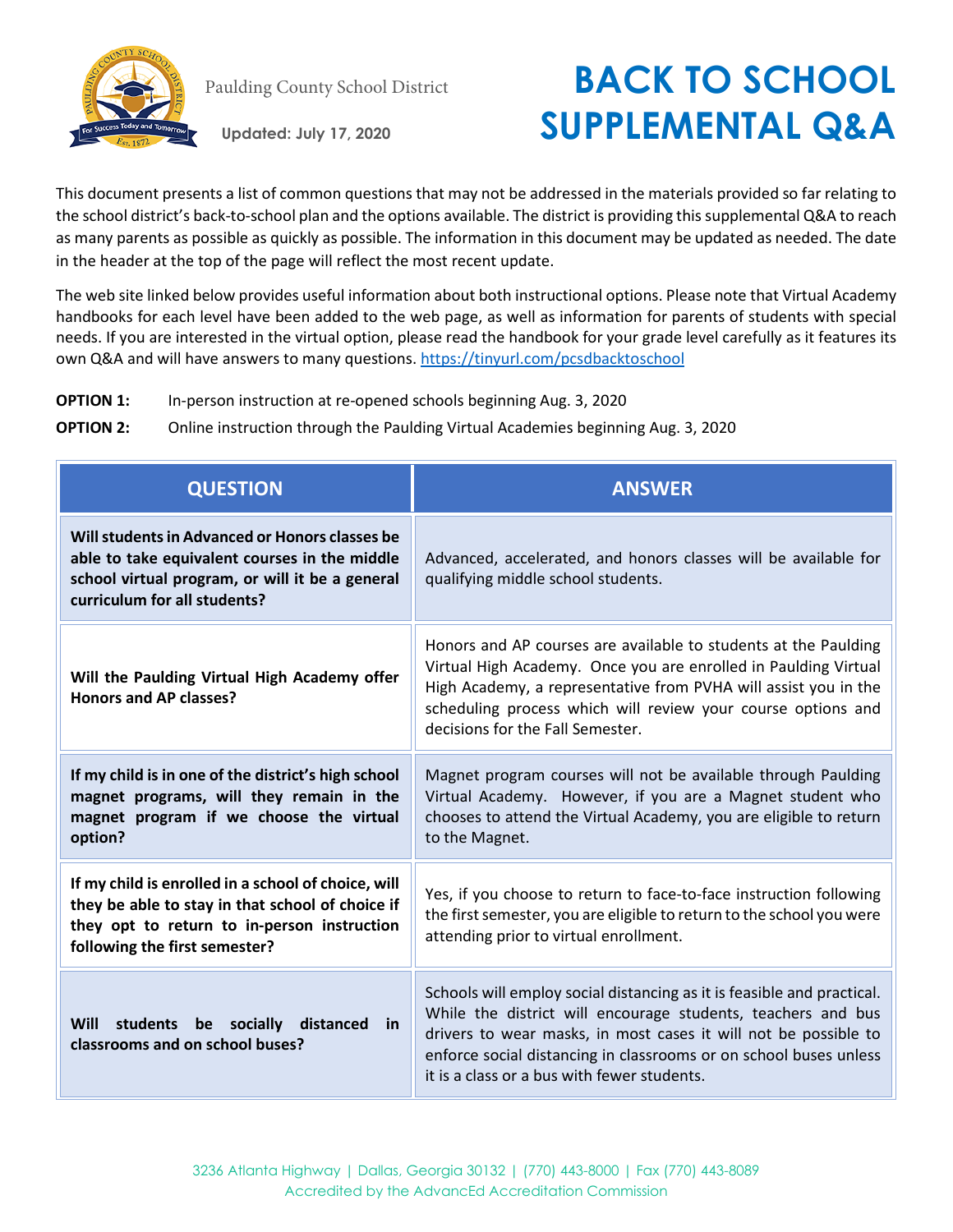Paulding County School District

**Updated: July 17, 2020**

# BACK TO SCHOOL SUPPLEMENTAL Q&A

This document presents a list of common questions that may not be addressed in the materials provided so far relating to the school district's back-to-school plan and the options available. The district is providing this supplemental Q&A to reach as many parents as possible as quickly as possible. The information in this document may be updated as needed. The date in the header at the top of the page will reflect the most recent update.

The web site linked below provides useful information about both instructional options. Please note that Virtual Academy handbooks for each level have been added to the web page, as well as information for parents of students with special needs. If you are interested in the virtual option, please read the handbook for your grade level carefully as it features its own Q&A and will have answers to many questions. https://tinyurl.com/pcsdbacktoschool

**OPTION 1:** In-person instruction at re-opened schools beginning Aug. 3, 2020

**OPTION 2:** Online instruction through the Paulding Virtual Academies beginning Aug. 3, 2020

| QUESTION | ANSWER |
|---|---|
| **Will students in Advanced or Honors classes be able to take equivalent courses in the middle school virtual program, or will it be a general curriculum for all students?** | Advanced, accelerated, and honors classes will be available for qualifying middle school students. |
| **Will the Paulding Virtual High Academy offer Honors and AP classes?** | Honors and AP courses are available to students at the Paulding Virtual High Academy. Once you are enrolled in Paulding Virtual High Academy, a representative from PVHA will assist you in the scheduling process which will review your course options and decisions for the Fall Semester. |
| **If my child is in one of the district's high school magnet programs, will they remain in the magnet program if we choose the virtual option?** | Magnet program courses will not be available through Paulding Virtual Academy. However, if you are a Magnet student who chooses to attend the Virtual Academy, you are eligible to return to the Magnet. |
| **If my child is enrolled in a school of choice, will they be able to stay in that school of choice if they opt to return to in-person instruction following the first semester?** | Yes, if you choose to return to face-to-face instruction following the first semester, you are eligible to return to the school you were attending prior to virtual enrollment. |
| **Will students be socially distanced in classrooms and on school buses?** | Schools will employ social distancing as it is feasible and practical. While the district will encourage students, teachers and bus drivers to wear masks, in most cases it will not be possible to enforce social distancing in classrooms or on school buses unless it is a class or a bus with fewer students. |

3236 Atlanta Highway | Dallas, Georgia 30132 | (770) 443-8000 | Fax (770) 443-8089
Accredited by the AdvancEd Accreditation Commission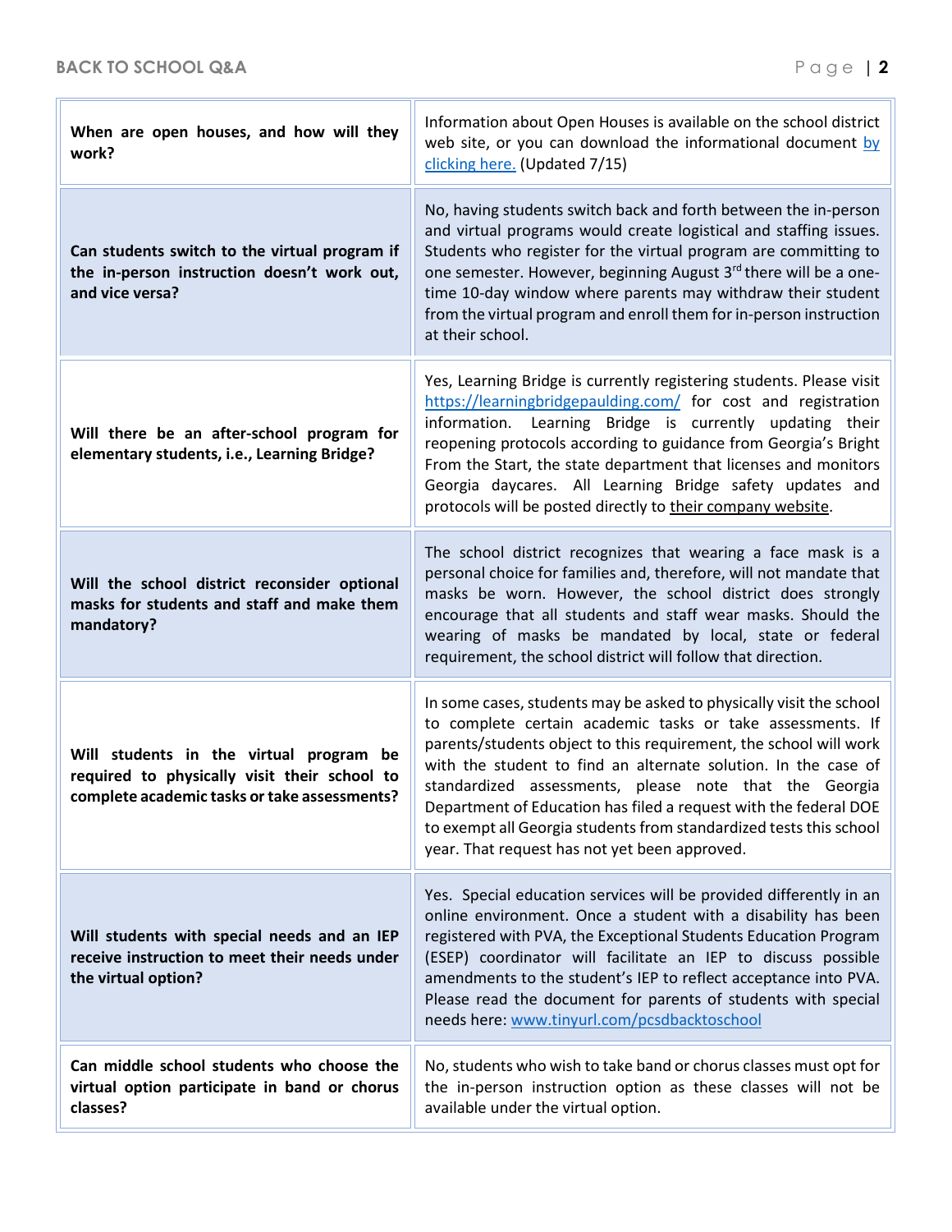| Question | Answer |
|---|---|
| **When are open houses, and how will they work?** | Information about Open Houses is available on the school district web site, or you can download the informational document [by clicking here.](#) (Updated 7/15) |
| **Can students switch to the virtual program if the in-person instruction doesn't work out, and vice versa?** | No, having students switch back and forth between the in-person and virtual programs would create logistical and staffing issues. Students who register for the virtual program are committing to one semester. However, beginning August 3rd there will be a one-time 10-day window where parents may withdraw their student from the virtual program and enroll them for in-person instruction at their school. |
| **Will there be an after-school program for elementary students, i.e., Learning Bridge?** | Yes, Learning Bridge is currently registering students. Please visit https://learningbridgepaulding.com/ for cost and registration information. Learning Bridge is currently updating their reopening protocols according to guidance from Georgia's Bright From the Start, the state department that licenses and monitors Georgia daycares. All Learning Bridge safety updates and protocols will be posted directly to their company website. |
| **Will the school district reconsider optional masks for students and staff and make them mandatory?** | The school district recognizes that wearing a face mask is a personal choice for families and, therefore, will not mandate that masks be worn. However, the school district does strongly encourage that all students and staff wear masks. Should the wearing of masks be mandated by local, state or federal requirement, the school district will follow that direction. |
| **Will students in the virtual program be required to physically visit their school to complete academic tasks or take assessments?** | In some cases, students may be asked to physically visit the school to complete certain academic tasks or take assessments. If parents/students object to this requirement, the school will work with the student to find an alternate solution. In the case of standardized assessments, please note that the Georgia Department of Education has filed a request with the federal DOE to exempt all Georgia students from standardized tests this school year. That request has not yet been approved. |
| **Will students with special needs and an IEP receive instruction to meet their needs under the virtual option?** | Yes. Special education services will be provided differently in an online environment. Once a student with a disability has been registered with PVA, the Exceptional Students Education Program (ESEP) coordinator will facilitate an IEP to discuss possible amendments to the student's IEP to reflect acceptance into PVA. Please read the document for parents of students with special needs here: www.tinyurl.com/pcsdbacktoschool |
| **Can middle school students who choose the virtual option participate in band or chorus classes?** | No, students who wish to take band or chorus classes must opt for the in-person instruction option as these classes will not be available under the virtual option. |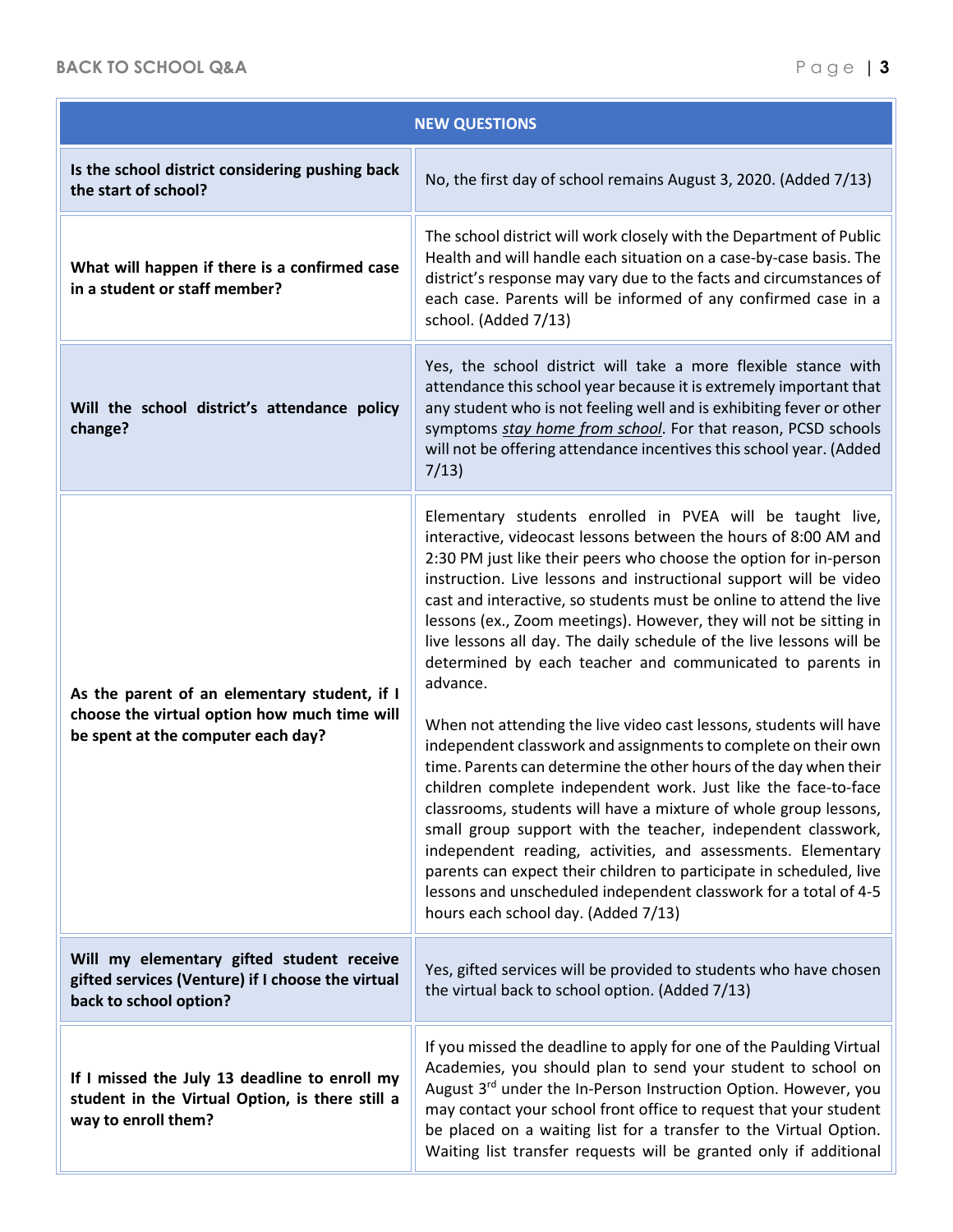| NEW QUESTIONS | |
|---|---|
| **Is the school district considering pushing back the start of school?** | No, the first day of school remains August 3, 2020. (Added 7/13) |
| **What will happen if there is a confirmed case in a student or staff member?** | The school district will work closely with the Department of Public Health and will handle each situation on a case-by-case basis. The district's response may vary due to the facts and circumstances of each case. Parents will be informed of any confirmed case in a school. (Added 7/13) |
| **Will the school district's attendance policy change?** | Yes, the school district will take a more flexible stance with attendance this school year because it is extremely important that any student who is not feeling well and is exhibiting fever or other symptoms *stay home from school*. For that reason, PCSD schools will not be offering attendance incentives this school year. (Added 7/13) |
| **As the parent of an elementary student, if I choose the virtual option how much time will be spent at the computer each day?** | Elementary students enrolled in PVEA will be taught live, interactive, videocast lessons between the hours of 8:00 AM and 2:30 PM just like their peers who choose the option for in-person instruction. Live lessons and instructional support will be video cast and interactive, so students must be online to attend the live lessons (ex., Zoom meetings). However, they will not be sitting in live lessons all day. The daily schedule of the live lessons will be determined by each teacher and communicated to parents in advance.<br><br>When not attending the live video cast lessons, students will have independent classwork and assignments to complete on their own time. Parents can determine the other hours of the day when their children complete independent work. Just like the face-to-face classrooms, students will have a mixture of whole group lessons, small group support with the teacher, independent classwork, independent reading, activities, and assessments. Elementary parents can expect their children to participate in scheduled, live lessons and unscheduled independent classwork for a total of 4-5 hours each school day. (Added 7/13) |
| **Will my elementary gifted student receive gifted services (Venture) if I choose the virtual back to school option?** | Yes, gifted services will be provided to students who have chosen the virtual back to school option. (Added 7/13) |
| **If I missed the July 13 deadline to enroll my student in the Virtual Option, is there still a way to enroll them?** | If you missed the deadline to apply for one of the Paulding Virtual Academies, you should plan to send your student to school on August 3rd under the In-Person Instruction Option. However, you may contact your school front office to request that your student be placed on a waiting list for a transfer to the Virtual Option. Waiting list transfer requests will be granted only if additional |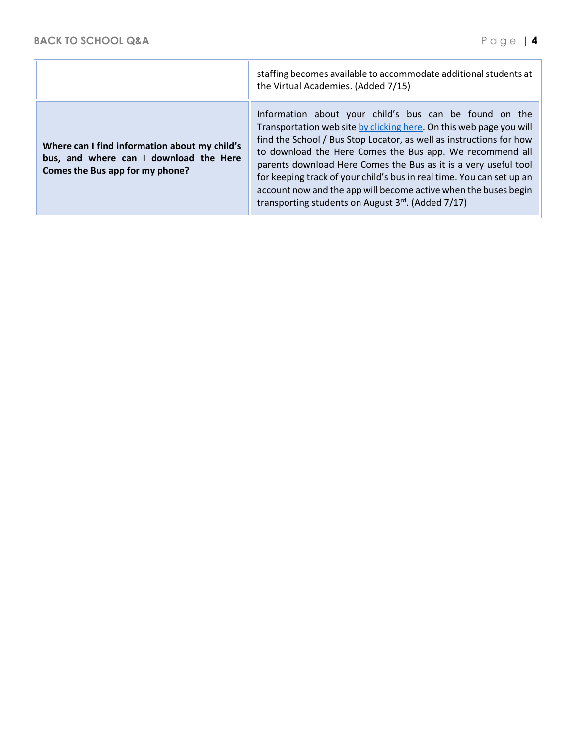| | |
|---|---|
| | staffing becomes available to accommodate additional students at the Virtual Academies. (Added 7/15) |
| **Where can I find information about my child's bus, and where can I download the Here Comes the Bus app for my phone?** | Information about your child's bus can be found on the Transportation web site by clicking here. On this web page you will find the School / Bus Stop Locator, as well as instructions for how to download the Here Comes the Bus app. We recommend all parents download Here Comes the Bus as it is a very useful tool for keeping track of your child's bus in real time. You can set up an account now and the app will become active when the buses begin transporting students on August 3rd. (Added 7/17) |